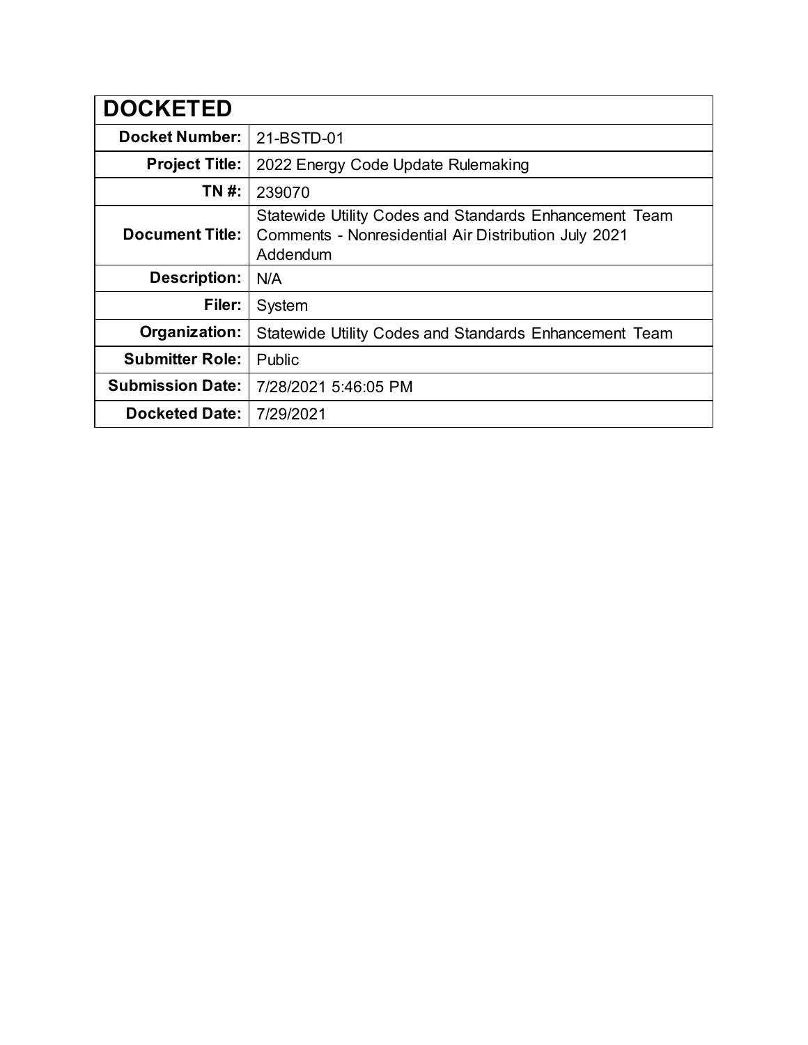| DOCKETED | |
|---|---|
| **Docket Number:** | 21-BSTD-01 |
| **Project Title:** | 2022 Energy Code Update Rulemaking |
| **TN #:** | 239070 |
| **Document Title:** | Statewide Utility Codes and Standards Enhancement Team Comments - Nonresidential Air Distribution July 2021 Addendum |
| **Description:** | N/A |
| **Filer:** | System |
| **Organization:** | Statewide Utility Codes and Standards Enhancement Team |
| **Submitter Role:** | Public |
| **Submission Date:** | 7/28/2021 5:46:05 PM |
| **Docketed Date:** | 7/29/2021 |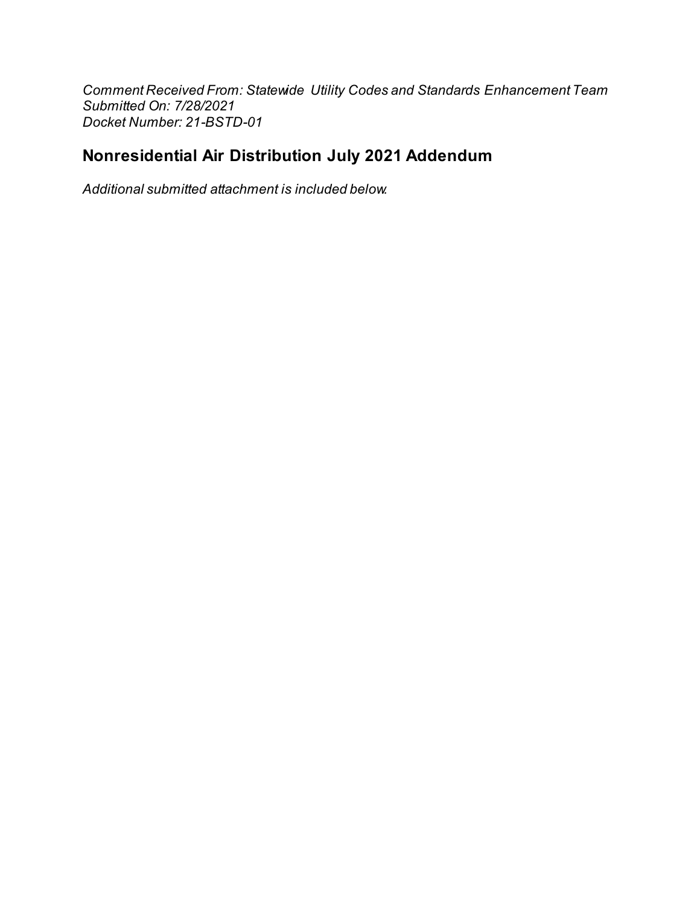*Comment Received From: Statewide Utility Codes and Standards Enhancement Team*
*Submitted On: 7/28/2021*
*Docket Number: 21-BSTD-01*

## Nonresidential Air Distribution July 2021 Addendum

*Additional submitted attachment is included below.*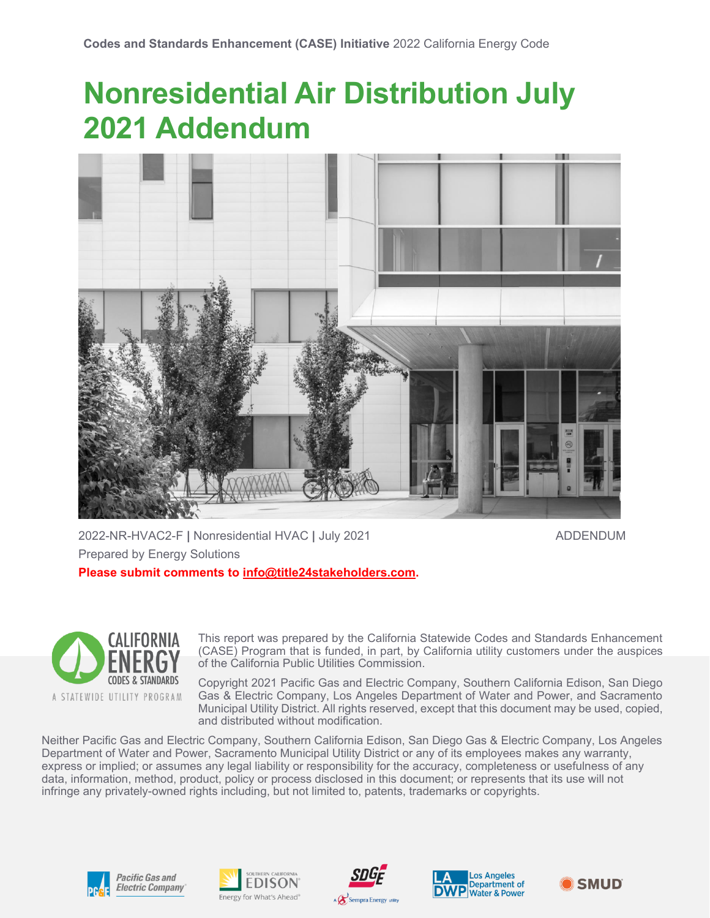**Codes and Standards Enhancement (CASE) Initiative** 2022 California Energy Code

# Nonresidential Air Distribution July 2021 Addendum

2022-NR-HVAC2-F | Nonresidential HVAC | July 2021

ADDENDUM

Prepared by Energy Solutions

**Please submit comments to info@title24stakeholders.com.**

CALIFORNIA ENERGY CODES & STANDARDS

A STATEWIDE UTILITY PROGRAM

This report was prepared by the California Statewide Codes and Standards Enhancement (CASE) Program that is funded, in part, by California utility customers under the auspices of the California Public Utilities Commission.

Copyright 2021 Pacific Gas and Electric Company, Southern California Edison, San Diego Gas & Electric Company, Los Angeles Department of Water and Power, and Sacramento Municipal Utility District. All rights reserved, except that this document may be used, copied, and distributed without modification.

Neither Pacific Gas and Electric Company, Southern California Edison, San Diego Gas & Electric Company, Los Angeles Department of Water and Power, Sacramento Municipal Utility District or any of its employees makes any warranty, express or implied; or assumes any legal liability or responsibility for the accuracy, completeness or usefulness of any data, information, method, product, policy or process disclosed in this document; or represents that its use will not infringe any privately-owned rights including, but not limited to, patents, trademarks or copyrights.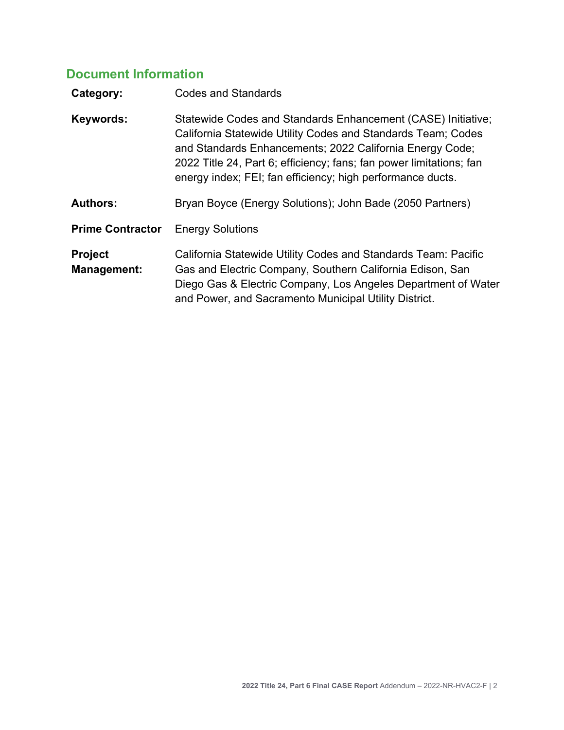## Document Information

| | |
|---|---|
| **Category:** | Codes and Standards |
| **Keywords:** | Statewide Codes and Standards Enhancement (CASE) Initiative; California Statewide Utility Codes and Standards Team; Codes and Standards Enhancements; 2022 California Energy Code; 2022 Title 24, Part 6; efficiency; fans; fan power limitations; fan energy index; FEI; fan efficiency; high performance ducts. |
| **Authors:** | Bryan Boyce (Energy Solutions); John Bade (2050 Partners) |
| **Prime Contractor** | Energy Solutions |
| **Project Management:** | California Statewide Utility Codes and Standards Team: Pacific Gas and Electric Company, Southern California Edison, San Diego Gas & Electric Company, Los Angeles Department of Water and Power, and Sacramento Municipal Utility District. |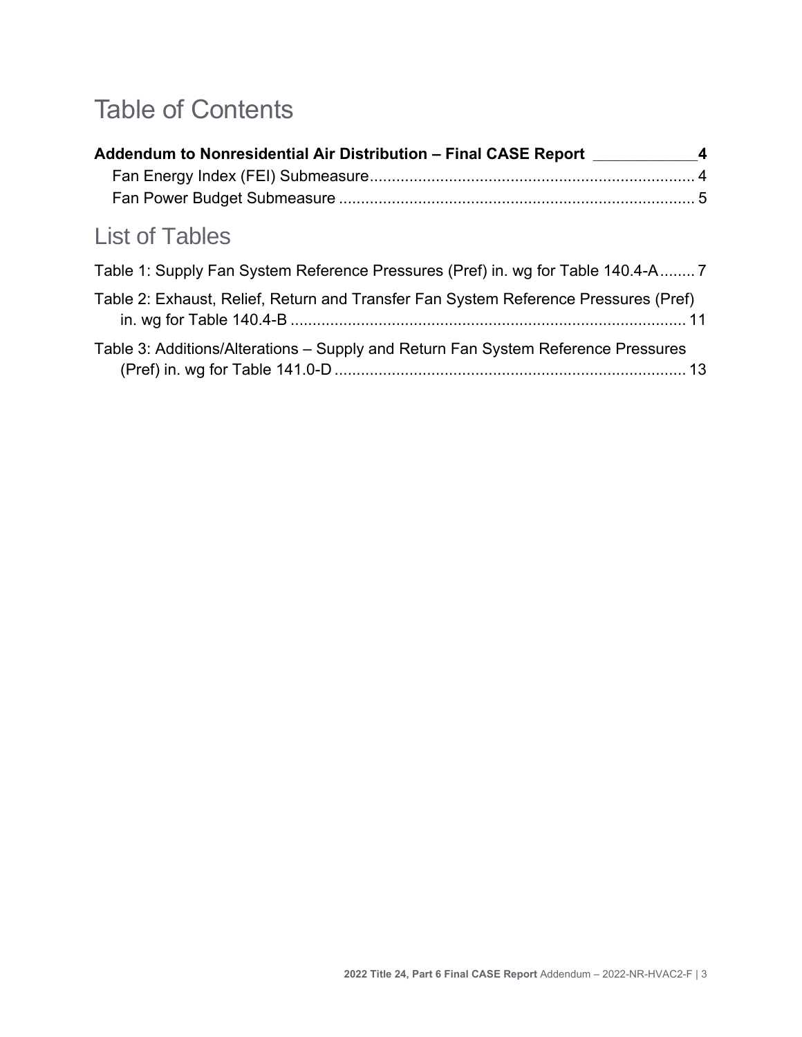# Table of Contents

**Addendum to Nonresidential Air Distribution – Final CASE Report \_\_\_\_\_\_\_\_\_\_\_\_ 4**

Fan Energy Index (FEI) Submeasure ........................................................................ 4

Fan Power Budget Submeasure ............................................................................... 5

# List of Tables

Table 1: Supply Fan System Reference Pressures (Pref) in. wg for Table 140.4-A ........ 7

Table 2: Exhaust, Relief, Return and Transfer Fan System Reference Pressures (Pref) in. wg for Table 140.4-B ........................................................................................ 11

Table 3: Additions/Alterations – Supply and Return Fan System Reference Pressures (Pref) in. wg for Table 141.0-D ............................................................................... 13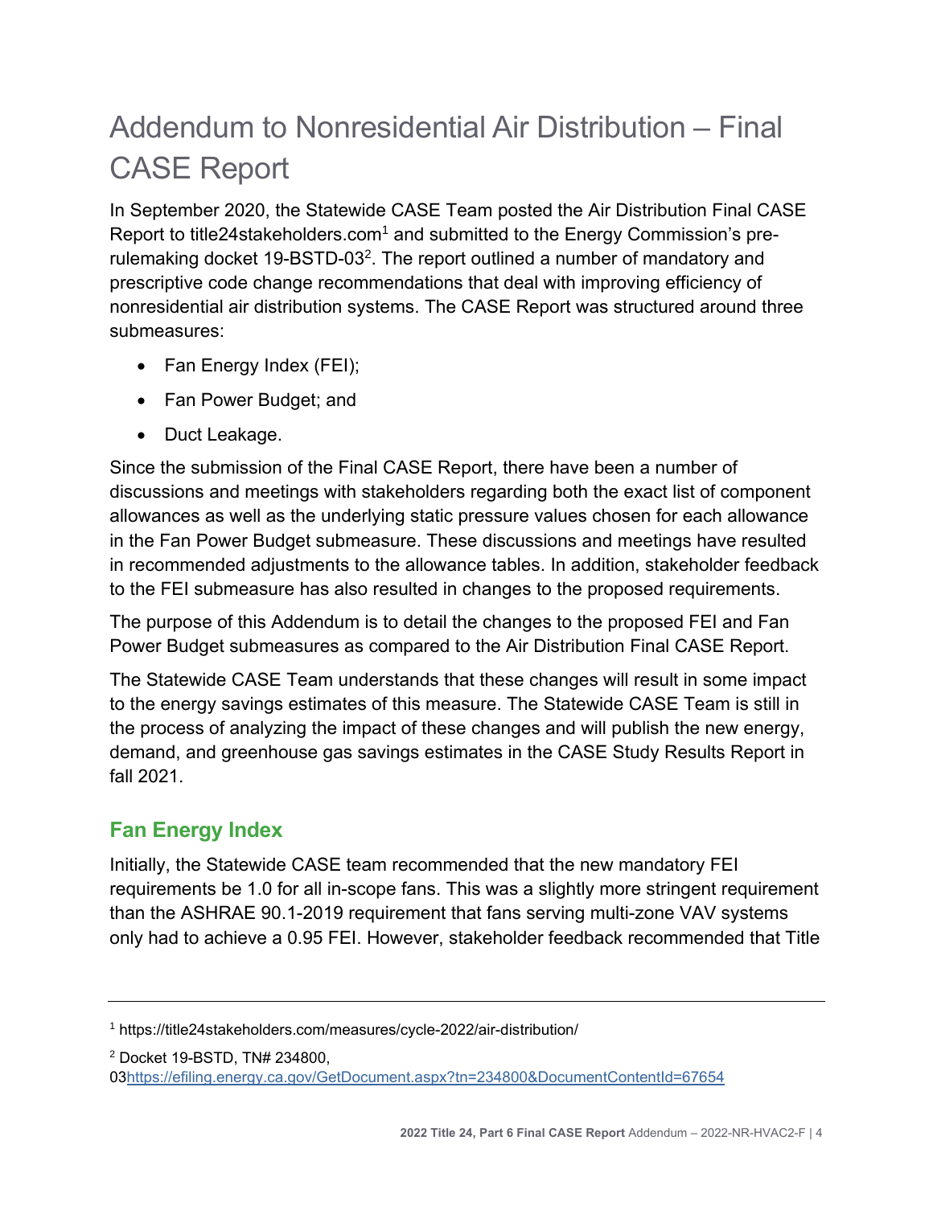# Addendum to Nonresidential Air Distribution – Final CASE Report

In September 2020, the Statewide CASE Team posted the Air Distribution Final CASE Report to title24stakeholders.com[1] and submitted to the Energy Commission's pre-rulemaking docket 19-BSTD-03[2]. The report outlined a number of mandatory and prescriptive code change recommendations that deal with improving efficiency of nonresidential air distribution systems. The CASE Report was structured around three submeasures:

- Fan Energy Index (FEI);
- Fan Power Budget; and
- Duct Leakage.

Since the submission of the Final CASE Report, there have been a number of discussions and meetings with stakeholders regarding both the exact list of component allowances as well as the underlying static pressure values chosen for each allowance in the Fan Power Budget submeasure. These discussions and meetings have resulted in recommended adjustments to the allowance tables. In addition, stakeholder feedback to the FEI submeasure has also resulted in changes to the proposed requirements.

The purpose of this Addendum is to detail the changes to the proposed FEI and Fan Power Budget submeasures as compared to the Air Distribution Final CASE Report.

The Statewide CASE Team understands that these changes will result in some impact to the energy savings estimates of this measure. The Statewide CASE Team is still in the process of analyzing the impact of these changes and will publish the new energy, demand, and greenhouse gas savings estimates in the CASE Study Results Report in fall 2021.

## Fan Energy Index

Initially, the Statewide CASE team recommended that the new mandatory FEI requirements be 1.0 for all in-scope fans. This was a slightly more stringent requirement than the ASHRAE 90.1-2019 requirement that fans serving multi-zone VAV systems only had to achieve a 0.95 FEI. However, stakeholder feedback recommended that Title

---

[1] https://title24stakeholders.com/measures/cycle-2022/air-distribution/

[2] Docket 19-BSTD, TN# 234800, 03https://efiling.energy.ca.gov/GetDocument.aspx?tn=234800&DocumentContentId=67654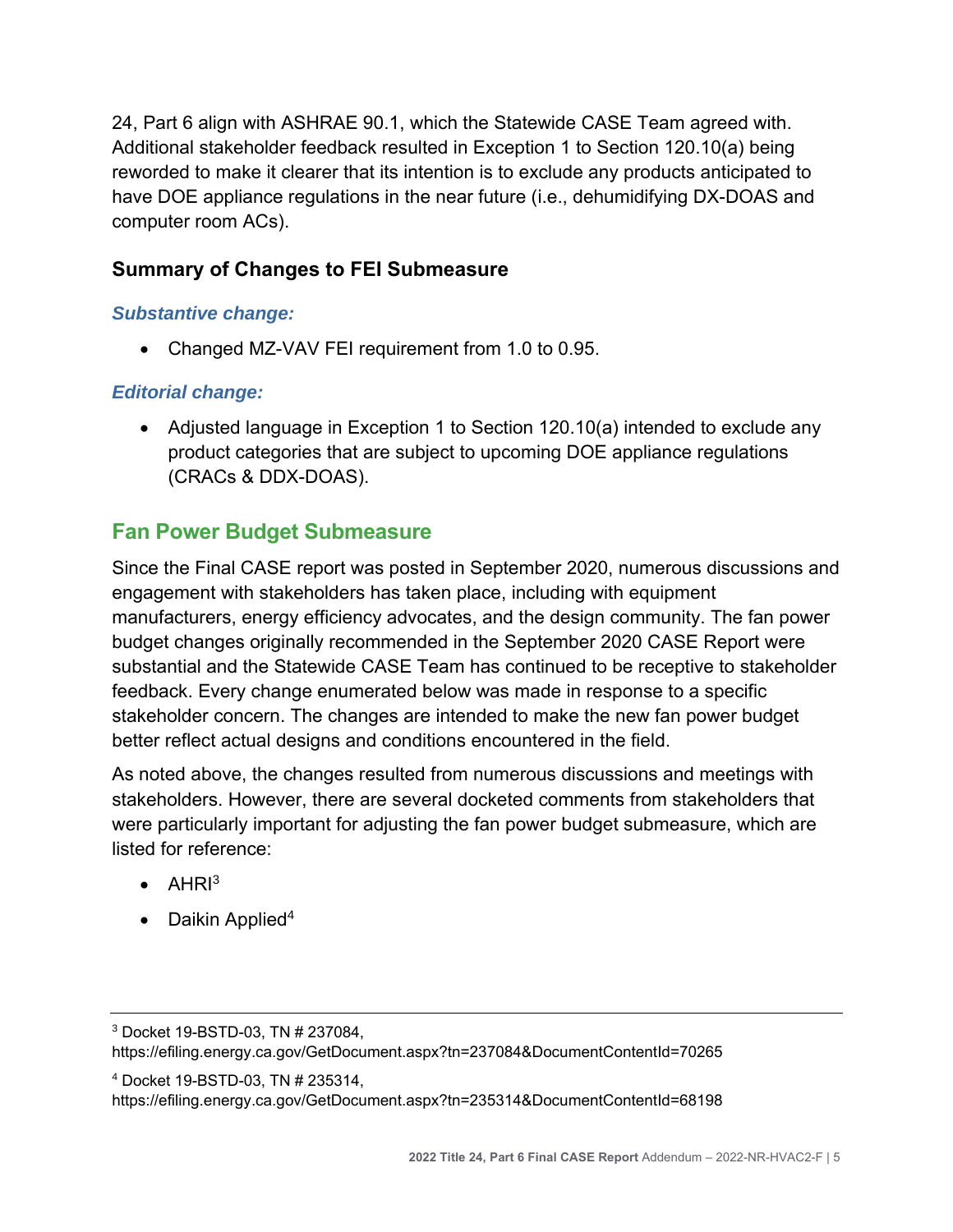24, Part 6 align with ASHRAE 90.1, which the Statewide CASE Team agreed with. Additional stakeholder feedback resulted in Exception 1 to Section 120.10(a) being reworded to make it clearer that its intention is to exclude any products anticipated to have DOE appliance regulations in the near future (i.e., dehumidifying DX-DOAS and computer room ACs).

### Summary of Changes to FEI Submeasure

#### *Substantive change:*

- Changed MZ-VAV FEI requirement from 1.0 to 0.95.

#### *Editorial change:*

- Adjusted language in Exception 1 to Section 120.10(a) intended to exclude any product categories that are subject to upcoming DOE appliance regulations (CRACs & DDX-DOAS).

## Fan Power Budget Submeasure

Since the Final CASE report was posted in September 2020, numerous discussions and engagement with stakeholders has taken place, including with equipment manufacturers, energy efficiency advocates, and the design community. The fan power budget changes originally recommended in the September 2020 CASE Report were substantial and the Statewide CASE Team has continued to be receptive to stakeholder feedback. Every change enumerated below was made in response to a specific stakeholder concern. The changes are intended to make the new fan power budget better reflect actual designs and conditions encountered in the field.

As noted above, the changes resulted from numerous discussions and meetings with stakeholders. However, there are several docketed comments from stakeholders that were particularly important for adjusting the fan power budget submeasure, which are listed for reference:

- AHRI[3]
- Daikin Applied[4]

---

[3] Docket 19-BSTD-03, TN # 237084, https://efiling.energy.ca.gov/GetDocument.aspx?tn=237084&DocumentContentId=70265

[4] Docket 19-BSTD-03, TN # 235314, https://efiling.energy.ca.gov/GetDocument.aspx?tn=235314&DocumentContentId=68198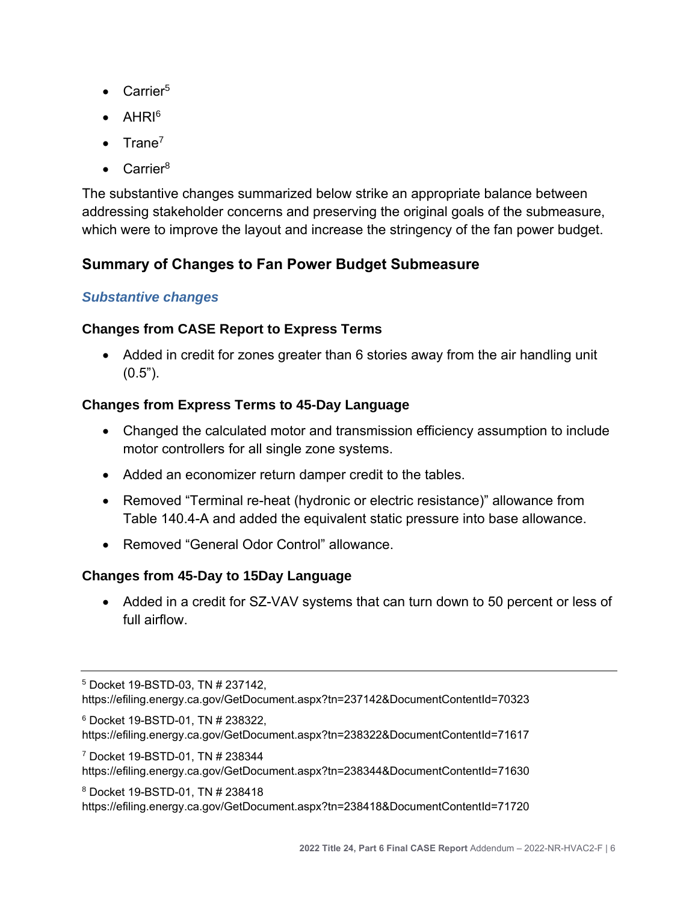- Carrier[5]
- AHRI[6]
- Trane[7]
- Carrier[8]

The substantive changes summarized below strike an appropriate balance between addressing stakeholder concerns and preserving the original goals of the submeasure, which were to improve the layout and increase the stringency of the fan power budget.

### Summary of Changes to Fan Power Budget Submeasure

#### *Substantive changes*

#### Changes from CASE Report to Express Terms

- Added in credit for zones greater than 6 stories away from the air handling unit (0.5”).

#### Changes from Express Terms to 45-Day Language

- Changed the calculated motor and transmission efficiency assumption to include motor controllers for all single zone systems.
- Added an economizer return damper credit to the tables.
- Removed “Terminal re-heat (hydronic or electric resistance)” allowance from Table 140.4-A and added the equivalent static pressure into base allowance.
- Removed “General Odor Control” allowance.

#### Changes from 45-Day to 15Day Language

- Added in a credit for SZ-VAV systems that can turn down to 50 percent or less of full airflow.

---

[5] Docket 19-BSTD-03, TN # 237142, https://efiling.energy.ca.gov/GetDocument.aspx?tn=237142&DocumentContentId=70323

[6] Docket 19-BSTD-01, TN # 238322, https://efiling.energy.ca.gov/GetDocument.aspx?tn=238322&DocumentContentId=71617

[7] Docket 19-BSTD-01, TN # 238344 https://efiling.energy.ca.gov/GetDocument.aspx?tn=238344&DocumentContentId=71630

[8] Docket 19-BSTD-01, TN # 238418 https://efiling.energy.ca.gov/GetDocument.aspx?tn=238418&DocumentContentId=71720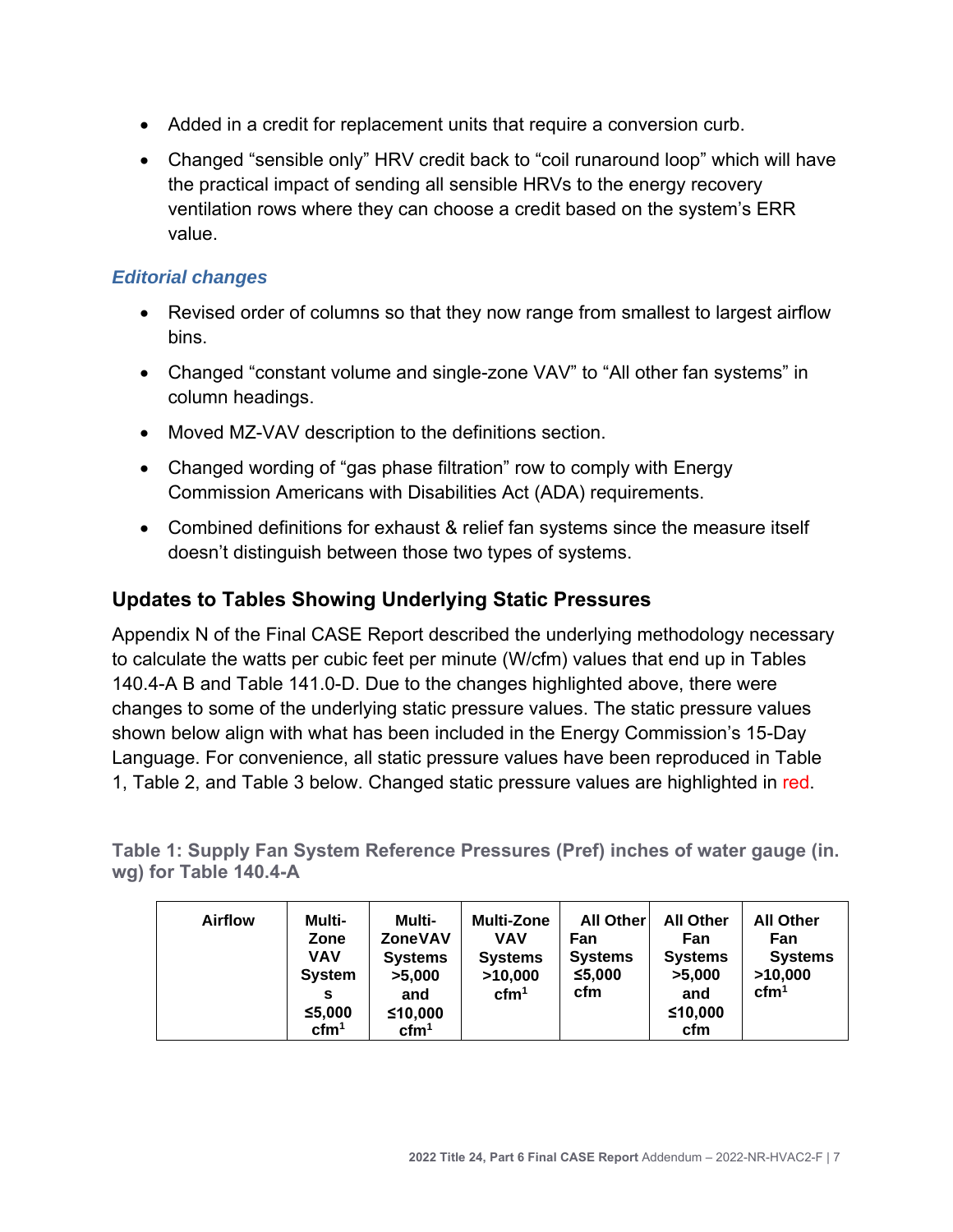- Added in a credit for replacement units that require a conversion curb.
- Changed “sensible only” HRV credit back to “coil runaround loop” which will have the practical impact of sending all sensible HRVs to the energy recovery ventilation rows where they can choose a credit based on the system’s ERR value.

### *Editorial changes*

- Revised order of columns so that they now range from smallest to largest airflow bins.
- Changed “constant volume and single-zone VAV” to “All other fan systems” in column headings.
- Moved MZ-VAV description to the definitions section.
- Changed wording of “gas phase filtration” row to comply with Energy Commission Americans with Disabilities Act (ADA) requirements.
- Combined definitions for exhaust & relief fan systems since the measure itself doesn’t distinguish between those two types of systems.

## Updates to Tables Showing Underlying Static Pressures

Appendix N of the Final CASE Report described the underlying methodology necessary to calculate the watts per cubic feet per minute (W/cfm) values that end up in Tables 140.4-A B and Table 141.0-D. Due to the changes highlighted above, there were changes to some of the underlying static pressure values. The static pressure values shown below align with what has been included in the Energy Commission’s 15-Day Language. For convenience, all static pressure values have been reproduced in Table 1, Table 2, and Table 3 below. Changed static pressure values are highlighted in red.

**Table 1: Supply Fan System Reference Pressures (Pref) inches of water gauge (in. wg) for Table 140.4-A**

| Airflow | Multi-Zone VAV Systems ≤5,000 cfm[1] | Multi-ZoneVAV Systems >5,000 and ≤10,000 cfm[1] | Multi-Zone VAV Systems >10,000 cfm[1] | All Other Fan Systems ≤5,000 cfm | All Other Fan Systems >5,000 and ≤10,000 cfm | All Other Fan Systems >10,000 cfm[1] |
|---|---|---|---|---|---|---|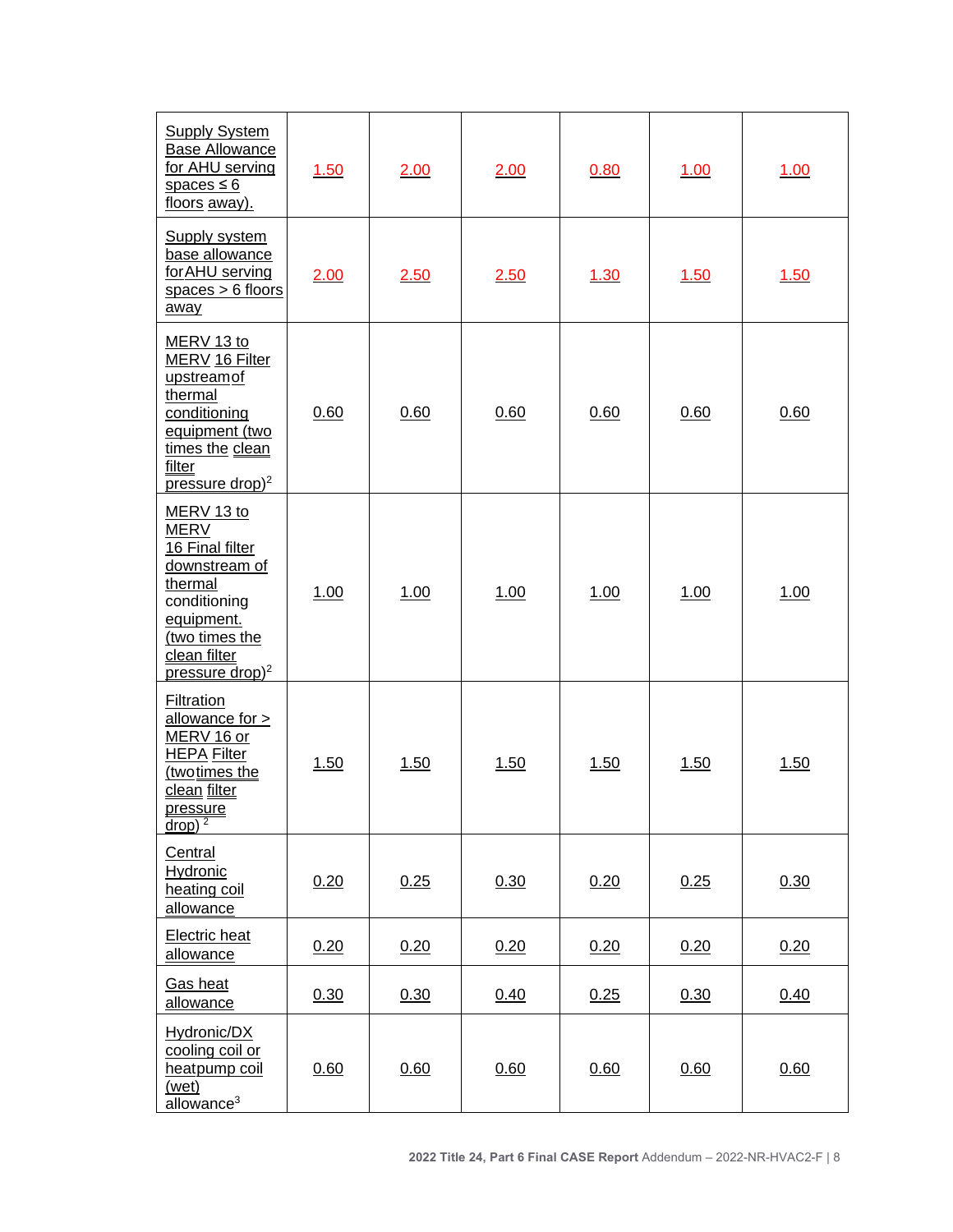| | | | | | | |
|---|---|---|---|---|---|---|
| Supply System Base Allowance for AHU serving spaces ≤ 6 floors away). | 1.50 | 2.00 | 2.00 | 0.80 | 1.00 | 1.00 |
| Supply system base allowance for AHU serving spaces > 6 floors away | 2.00 | 2.50 | 2.50 | 1.30 | 1.50 | 1.50 |
| MERV 13 to MERV 16 Filter upstream of thermal conditioning equipment (two times the clean filter pressure drop)[2] | 0.60 | 0.60 | 0.60 | 0.60 | 0.60 | 0.60 |
| MERV 13 to MERV 16 Final filter downstream of thermal conditioning equipment. (two times the clean filter pressure drop)[2] | 1.00 | 1.00 | 1.00 | 1.00 | 1.00 | 1.00 |
| Filtration allowance for > MERV 16 or HEPA Filter (two times the clean filter pressure drop) [2] | 1.50 | 1.50 | 1.50 | 1.50 | 1.50 | 1.50 |
| Central Hydronic heating coil allowance | 0.20 | 0.25 | 0.30 | 0.20 | 0.25 | 0.30 |
| Electric heat allowance | 0.20 | 0.20 | 0.20 | 0.20 | 0.20 | 0.20 |
| Gas heat allowance | 0.30 | 0.30 | 0.40 | 0.25 | 0.30 | 0.40 |
| Hydronic/DX cooling coil or heatpump coil (wet) allowance[3] | 0.60 | 0.60 | 0.60 | 0.60 | 0.60 | 0.60 |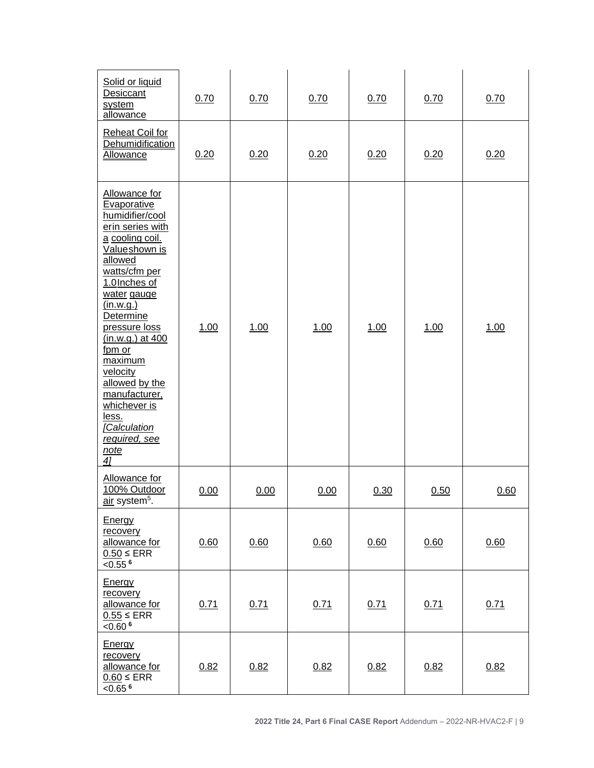| | | | | | | |
|---|---|---|---|---|---|---|
| Solid or liquid Desiccant system allowance | 0.70 | 0.70 | 0.70 | 0.70 | 0.70 | 0.70 |
| Reheat Coil for Dehumidification Allowance | 0.20 | 0.20 | 0.20 | 0.20 | 0.20 | 0.20 |
| Allowance for Evaporative humidifier/cooler in series with a cooling coil. Value shown is allowed watts/cfm per 1.0 Inches of water gauge (in.w.g.) Determine pressure loss (in.w.g.) at 400 fpm or maximum velocity allowed by the manufacturer, whichever is less. *[Calculation required, see note 4]* | 1.00 | 1.00 | 1.00 | 1.00 | 1.00 | 1.00 |
| Allowance for 100% Outdoor air system[5]. | 0.00 | 0.00 | 0.00 | 0.30 | 0.50 | 0.60 |
| Energy recovery allowance for 0.50 ≤ ERR <0.55 [6] | 0.60 | 0.60 | 0.60 | 0.60 | 0.60 | 0.60 |
| Energy recovery allowance for 0.55 ≤ ERR <0.60 [6] | 0.71 | 0.71 | 0.71 | 0.71 | 0.71 | 0.71 |
| Energy recovery allowance for 0.60 ≤ ERR <0.65 [6] | 0.82 | 0.82 | 0.82 | 0.82 | 0.82 | 0.82 |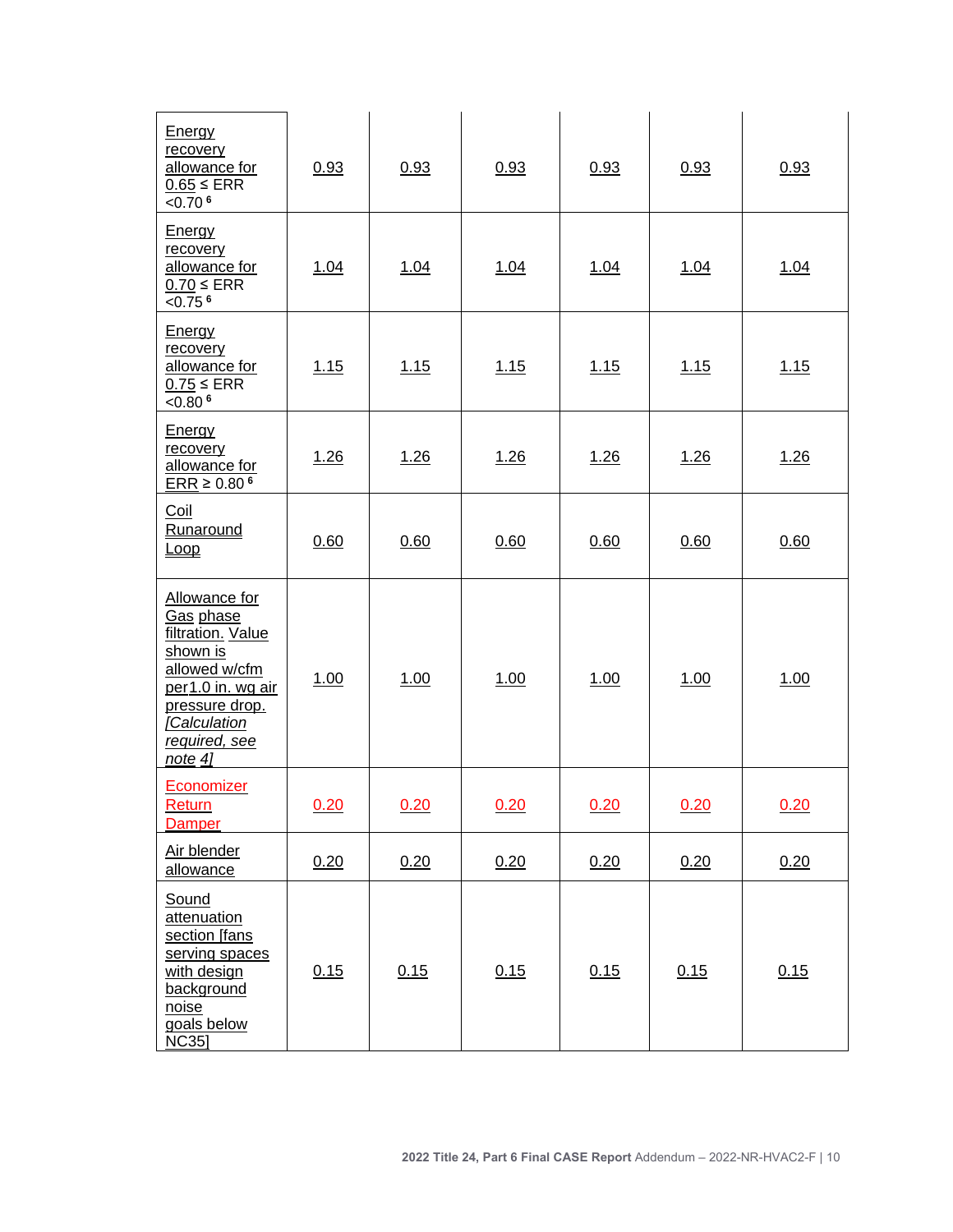| | | | | | | |
|---|---|---|---|---|---|---|
| Energy recovery allowance for 0.65 ≤ ERR <0.70 [6] | 0.93 | 0.93 | 0.93 | 0.93 | 0.93 | 0.93 |
| Energy recovery allowance for 0.70 ≤ ERR <0.75 [6] | 1.04 | 1.04 | 1.04 | 1.04 | 1.04 | 1.04 |
| Energy recovery allowance for 0.75 ≤ ERR <0.80 [6] | 1.15 | 1.15 | 1.15 | 1.15 | 1.15 | 1.15 |
| Energy recovery allowance for ERR ≥ 0.80 [6] | 1.26 | 1.26 | 1.26 | 1.26 | 1.26 | 1.26 |
| Coil Runaround Loop | 0.60 | 0.60 | 0.60 | 0.60 | 0.60 | 0.60 |
| Allowance for Gas phase filtration. Value shown is allowed w/cfm per1.0 in. wg air pressure drop. *[Calculation required, see note 4]* | 1.00 | 1.00 | 1.00 | 1.00 | 1.00 | 1.00 |
| Economizer Return Damper | 0.20 | 0.20 | 0.20 | 0.20 | 0.20 | 0.20 |
| Air blender allowance | 0.20 | 0.20 | 0.20 | 0.20 | 0.20 | 0.20 |
| Sound attenuation section [fans serving spaces with design background noise goals below NC35] | 0.15 | 0.15 | 0.15 | 0.15 | 0.15 | 0.15 |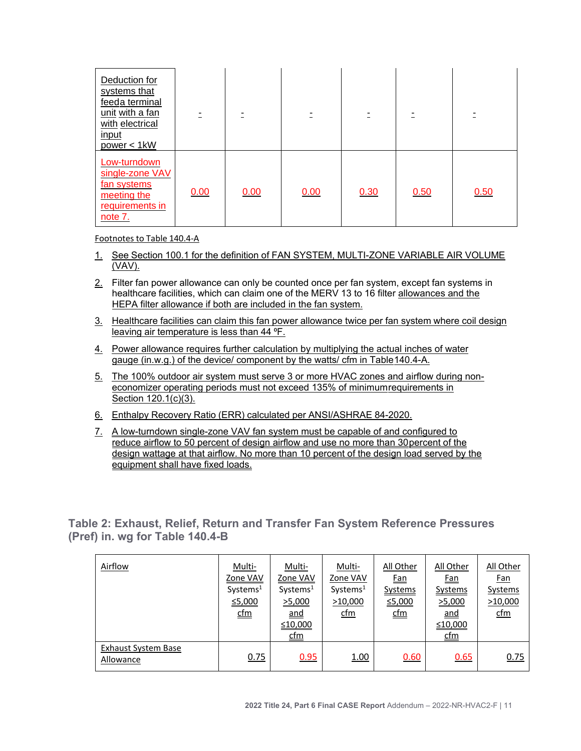| Deduction for systems that feeda terminal unit with a fan with electrical input power < 1kW | - | - | - | - | - | - |
|---|---|---|---|---|---|---|
| Low-turndown single-zone VAV fan systems meeting the requirements in note 7. | 0.00 | 0.00 | 0.00 | 0.30 | 0.50 | 0.50 |

Footnotes to Table 140.4-A

1. See Section 100.1 for the definition of FAN SYSTEM, MULTI-ZONE VARIABLE AIR VOLUME (VAV).
2. Filter fan power allowance can only be counted once per fan system, except fan systems in healthcare facilities, which can claim one of the MERV 13 to 16 filter allowances and the HEPA filter allowance if both are included in the fan system.
3. Healthcare facilities can claim this fan power allowance twice per fan system where coil design leaving air temperature is less than 44 ºF.
4. Power allowance requires further calculation by multiplying the actual inches of water gauge (in.w.g.) of the device/ component by the watts/ cfm in Table 140.4-A.
5. The 100% outdoor air system must serve 3 or more HVAC zones and airflow during non-economizer operating periods must not exceed 135% of minimum requirements in Section 120.1(c)(3).
6. Enthalpy Recovery Ratio (ERR) calculated per ANSI/ASHRAE 84-2020.
7. A low-turndown single-zone VAV fan system must be capable of and configured to reduce airflow to 50 percent of design airflow and use no more than 30 percent of the design wattage at that airflow. No more than 10 percent of the design load served by the equipment shall have fixed loads.

## Table 2: Exhaust, Relief, Return and Transfer Fan System Reference Pressures (Pref) in. wg for Table 140.4-B

| Airflow | Multi-Zone VAV Systems[1] ≤5,000 cfm | Multi-Zone VAV Systems[1] >5,000 and ≤10,000 cfm | Multi-Zone VAV Systems[1] >10,000 cfm | All Other Fan Systems ≤5,000 cfm | All Other Fan Systems >5,000 and ≤10,000 cfm | All Other Fan Systems >10,000 cfm |
|---|---|---|---|---|---|---|
| Exhaust System Base Allowance | 0.75 | 0.95 | 1.00 | 0.60 | 0.65 | 0.75 |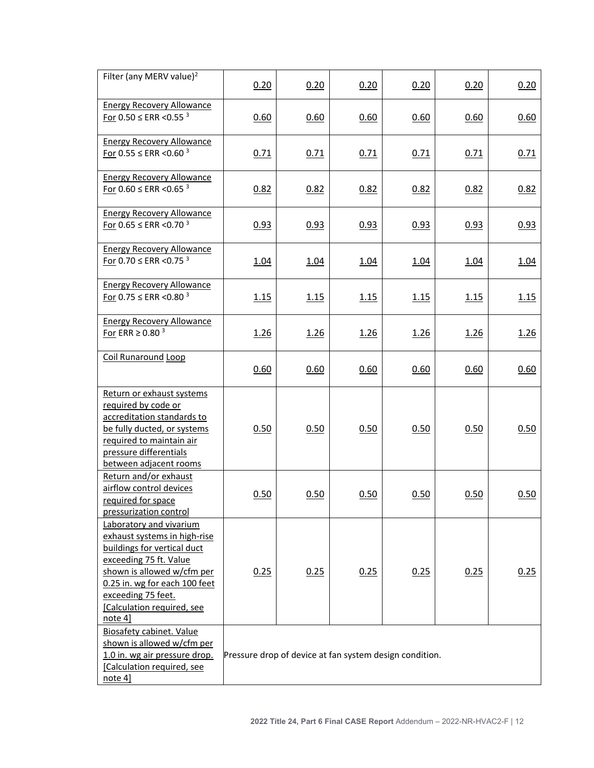| | | | | | | |
|---|---|---|---|---|---|---|
| Filter (any MERV value)[2] | 0.20 | 0.20 | 0.20 | 0.20 | 0.20 | 0.20 |
| Energy Recovery Allowance For 0.50 ≤ ERR <0.55 [3] | 0.60 | 0.60 | 0.60 | 0.60 | 0.60 | 0.60 |
| Energy Recovery Allowance For 0.55 ≤ ERR <0.60 [3] | 0.71 | 0.71 | 0.71 | 0.71 | 0.71 | 0.71 |
| Energy Recovery Allowance For 0.60 ≤ ERR <0.65 [3] | 0.82 | 0.82 | 0.82 | 0.82 | 0.82 | 0.82 |
| Energy Recovery Allowance For 0.65 ≤ ERR <0.70 [3] | 0.93 | 0.93 | 0.93 | 0.93 | 0.93 | 0.93 |
| Energy Recovery Allowance For 0.70 ≤ ERR <0.75 [3] | 1.04 | 1.04 | 1.04 | 1.04 | 1.04 | 1.04 |
| Energy Recovery Allowance For 0.75 ≤ ERR <0.80 [3] | 1.15 | 1.15 | 1.15 | 1.15 | 1.15 | 1.15 |
| Energy Recovery Allowance For ERR ≥ 0.80 [3] | 1.26 | 1.26 | 1.26 | 1.26 | 1.26 | 1.26 |
| Coil Runaround Loop | 0.60 | 0.60 | 0.60 | 0.60 | 0.60 | 0.60 |
| Return or exhaust systems required by code or accreditation standards to be fully ducted, or systems required to maintain air pressure differentials between adjacent rooms | 0.50 | 0.50 | 0.50 | 0.50 | 0.50 | 0.50 |
| Return and/or exhaust airflow control devices required for space pressurization control | 0.50 | 0.50 | 0.50 | 0.50 | 0.50 | 0.50 |
| Laboratory and vivarium exhaust systems in high-rise buildings for vertical duct exceeding 75 ft. Value shown is allowed w/cfm per 0.25 in. wg for each 100 feet exceeding 75 feet. [Calculation required, see note 4] | 0.25 | 0.25 | 0.25 | 0.25 | 0.25 | 0.25 |
| Biosafety cabinet. Value shown is allowed w/cfm per 1.0 in. wg air pressure drop. [Calculation required, see note 4] | Pressure drop of device at fan system design condition. | | | | | |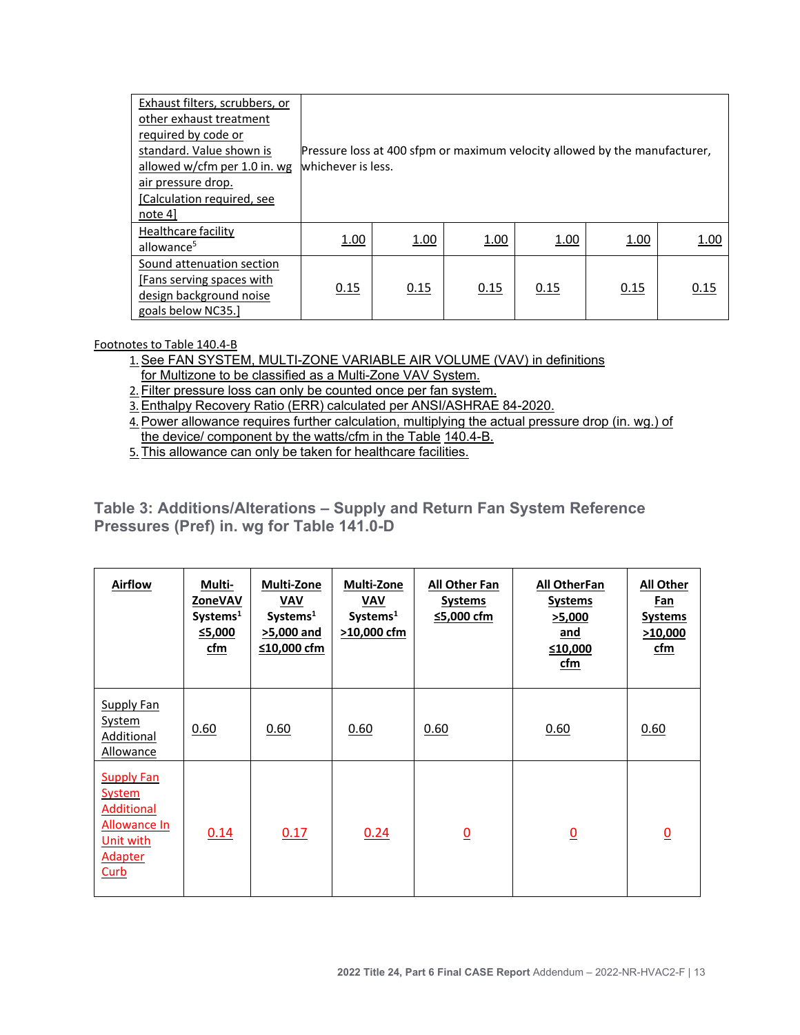| | | | | | | |
|---|---|---|---|---|---|---|
| Exhaust filters, scrubbers, or other exhaust treatment required by code or standard. Value shown is allowed w/cfm per 1.0 in. wg air pressure drop. [Calculation required, see note 4] | Pressure loss at 400 sfpm or maximum velocity allowed by the manufacturer, whichever is less. | | | | | |
| Healthcare facility allowance[5] | 1.00 | 1.00 | 1.00 | 1.00 | 1.00 | 1.00 |
| Sound attenuation section [Fans serving spaces with design background noise goals below NC35.] | 0.15 | 0.15 | 0.15 | 0.15 | 0.15 | 0.15 |

Footnotes to Table 140.4-B

1. See FAN SYSTEM, MULTI-ZONE VARIABLE AIR VOLUME (VAV) in definitions for Multizone to be classified as a Multi-Zone VAV System.
2. Filter pressure loss can only be counted once per fan system.
3. Enthalpy Recovery Ratio (ERR) calculated per ANSI/ASHRAE 84-2020.
4. Power allowance requires further calculation, multiplying the actual pressure drop (in. wg.) of the device/ component by the watts/cfm in the Table 140.4-B.
5. This allowance can only be taken for healthcare facilities.

## Table 3: Additions/Alterations – Supply and Return Fan System Reference Pressures (Pref) in. wg for Table 141.0-D

| Airflow | Multi-ZoneVAV Systems[1] ≤5,000 cfm | Multi-Zone VAV Systems[1] >5,000 and ≤10,000 cfm | Multi-Zone VAV Systems[1] >10,000 cfm | All Other Fan Systems ≤5,000 cfm | All OtherFan Systems >5,000 and ≤10,000 cfm | All Other Fan Systems >10,000 cfm |
|---|---|---|---|---|---|---|
| Supply Fan System Additional Allowance | 0.60 | 0.60 | 0.60 | 0.60 | 0.60 | 0.60 |
| Supply Fan System Additional Allowance In Unit with Adapter Curb | 0.14 | 0.17 | 0.24 | 0 | 0 | 0 |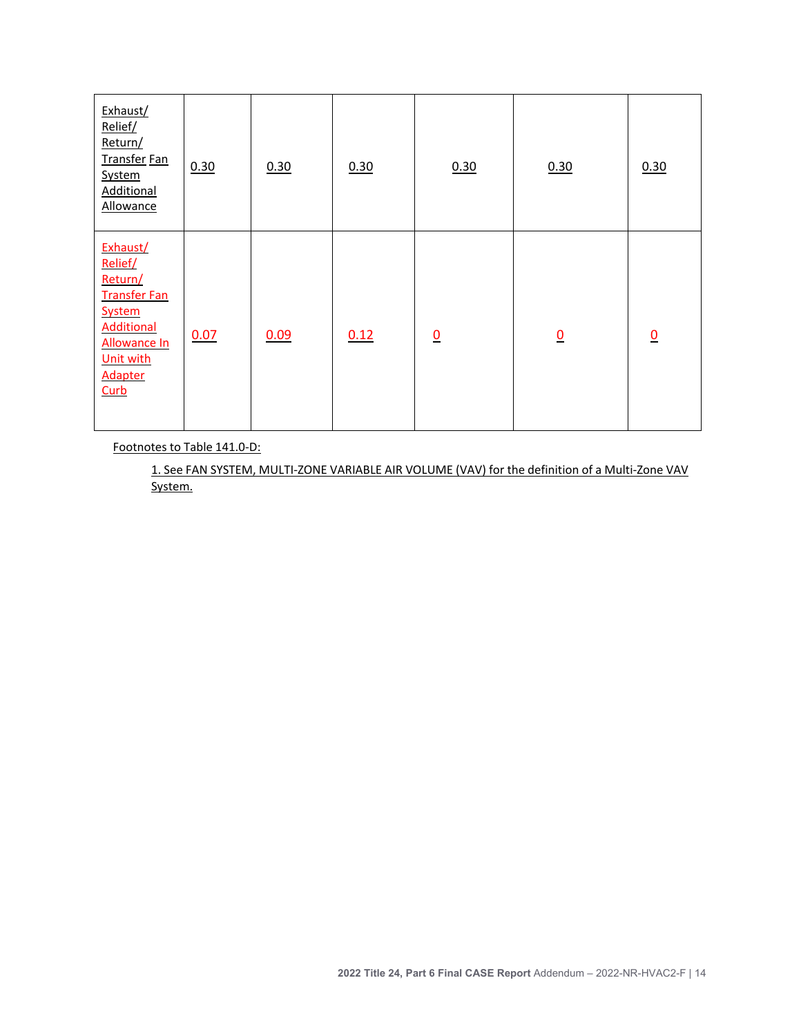| | | | | | | |
|---|---|---|---|---|---|---|
| Exhaust/ Relief/ Return/ Transfer Fan System Additional Allowance | 0.30 | 0.30 | 0.30 | 0.30 | 0.30 | 0.30 |
| Exhaust/ Relief/ Return/ Transfer Fan System Additional Allowance In Unit with Adapter Curb | 0.07 | 0.09 | 0.12 | 0 | 0 | 0 |

Footnotes to Table 141.0-D:

1. See FAN SYSTEM, MULTI-ZONE VARIABLE AIR VOLUME (VAV) for the definition of a Multi-Zone VAV System.